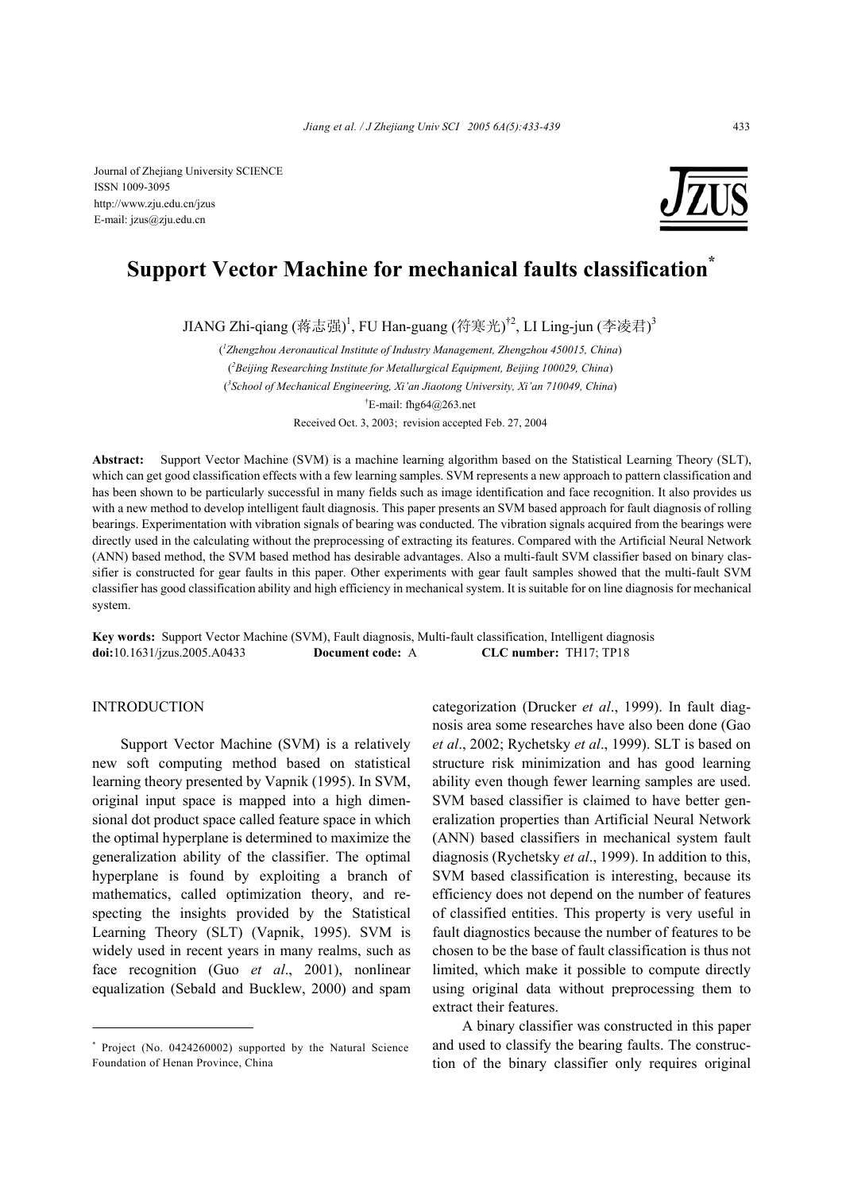Journal of Zhejiang University SCIENCE
ISSN 1009-3095
http://www.zju.edu.cn/jzus
E-mail: jzus@zju.edu.cn

# Support Vector Machine for mechanical faults classification*

JIANG Zhi-qiang (蒋志强)[1], FU Han-guang (符寒光)[†2], LI Ling-jun (李凌君)[3]

([1]*Zhengzhou Aeronautical Institute of Industry Management, Zhengzhou 450015, China*)
([2]*Beijing Researching Institute for Metallurgical Equipment, Beijing 100029, China*)
([3]*School of Mechanical Engineering, Xi'an Jiaotong University, Xi'an 710049, China*)
[†]E-mail: fhg64@263.net

Received Oct. 3, 2003; revision accepted Feb. 27, 2004

**Abstract:** Support Vector Machine (SVM) is a machine learning algorithm based on the Statistical Learning Theory (SLT), which can get good classification effects with a few learning samples. SVM represents a new approach to pattern classification and has been shown to be particularly successful in many fields such as image identification and face recognition. It also provides us with a new method to develop intelligent fault diagnosis. This paper presents an SVM based approach for fault diagnosis of rolling bearings. Experimentation with vibration signals of bearing was conducted. The vibration signals acquired from the bearings were directly used in the calculating without the preprocessing of extracting its features. Compared with the Artificial Neural Network (ANN) based method, the SVM based method has desirable advantages. Also a multi-fault SVM classifier based on binary classifier is constructed for gear faults in this paper. Other experiments with gear fault samples showed that the multi-fault SVM classifier has good classification ability and high efficiency in mechanical system. It is suitable for on line diagnosis for mechanical system.

**Key words:** Support Vector Machine (SVM), Fault diagnosis, Multi-fault classification, Intelligent diagnosis
**doi:**10.1631/jzus.2005.A0433 **Document code:** A **CLC number:** TH17; TP18

## INTRODUCTION

Support Vector Machine (SVM) is a relatively new soft computing method based on statistical learning theory presented by Vapnik (1995). In SVM, original input space is mapped into a high dimensional dot product space called feature space in which the optimal hyperplane is determined to maximize the generalization ability of the classifier. The optimal hyperplane is found by exploiting a branch of mathematics, called optimization theory, and respecting the insights provided by the Statistical Learning Theory (SLT) (Vapnik, 1995). SVM is widely used in recent years in many realms, such as face recognition (Guo *et al*., 2001), nonlinear equalization (Sebald and Bucklew, 2000) and spam categorization (Drucker *et al*., 1999). In fault diagnosis area some researches have also been done (Gao *et al*., 2002; Rychetsky *et al*., 1999). SLT is based on structure risk minimization and has good learning ability even though fewer learning samples are used. SVM based classifier is claimed to have better generalization properties than Artificial Neural Network (ANN) based classifiers in mechanical system fault diagnosis (Rychetsky *et al*., 1999). In addition to this, SVM based classification is interesting, because its efficiency does not depend on the number of features of classified entities. This property is very useful in fault diagnostics because the number of features to be chosen to be the base of fault classification is thus not limited, which make it possible to compute directly using original data without preprocessing them to extract their features.

A binary classifier was constructed in this paper and used to classify the bearing faults. The construction of the binary classifier only requires original

\* Project (No. 0424260002) supported by the Natural Science Foundation of Henan Province, China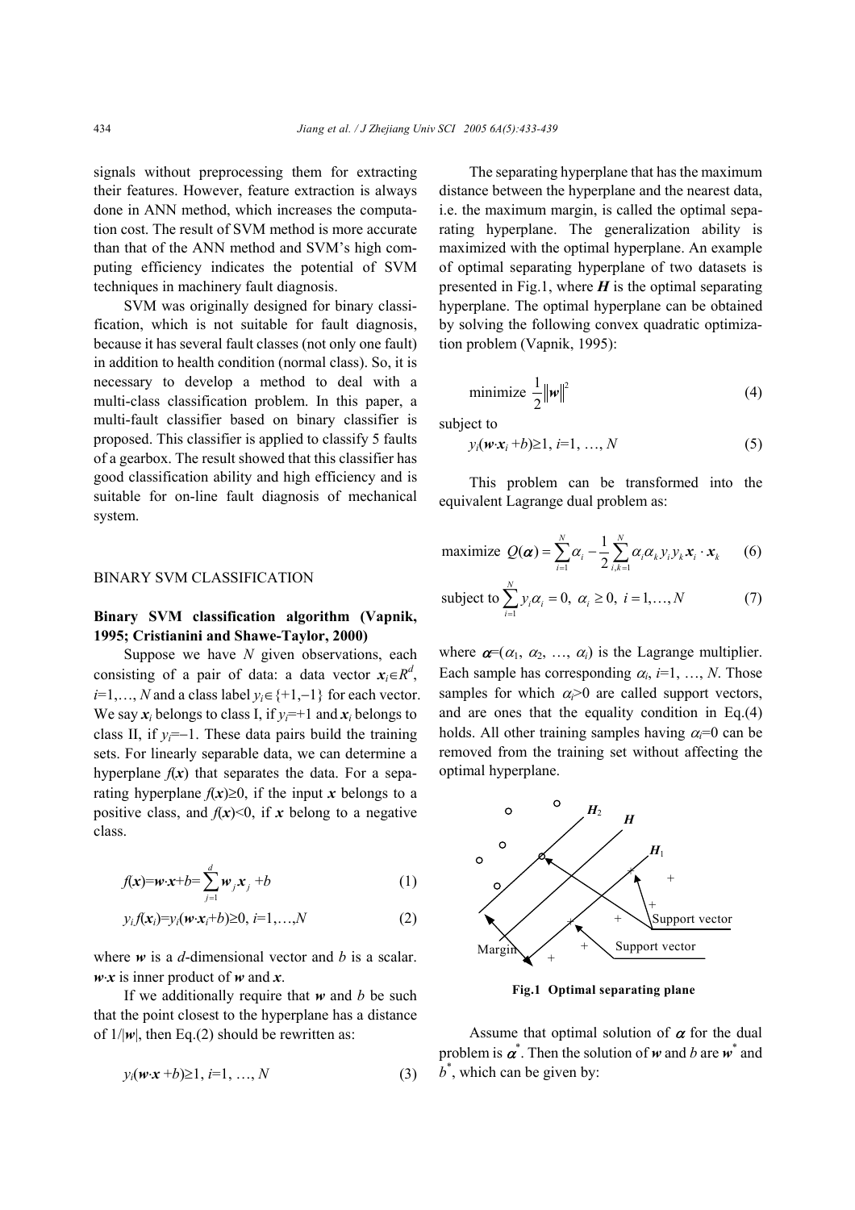signals without preprocessing them for extracting their features. However, feature extraction is always done in ANN method, which increases the computation cost. The result of SVM method is more accurate than that of the ANN method and SVM's high computing efficiency indicates the potential of SVM techniques in machinery fault diagnosis.

SVM was originally designed for binary classification, which is not suitable for fault diagnosis, because it has several fault classes (not only one fault) in addition to health condition (normal class). So, it is necessary to develop a method to deal with a multi-class classification problem. In this paper, a multi-fault classifier based on binary classifier is proposed. This classifier is applied to classify 5 faults of a gearbox. The result showed that this classifier has good classification ability and high efficiency and is suitable for on-line fault diagnosis of mechanical system.

## BINARY SVM CLASSIFICATION

### Binary SVM classification algorithm (Vapnik, 1995; Cristianini and Shawe-Taylor, 2000)

Suppose we have $N$ given observations, each consisting of a pair of data: a data vector $\boldsymbol{x}_i \in R^d$, $i$=1,…, $N$ and a class label $y_i \in \{+1,-1\}$ for each vector. We say $\boldsymbol{x}_i$ belongs to class I, if $y_i$=+1 and $\boldsymbol{x}_i$ belongs to class II, if $y_i$=−1. These data pairs build the training sets. For linearly separable data, we can determine a hyperplane $f(\boldsymbol{x})$ that separates the data. For a separating hyperplane $f(\boldsymbol{x})\geq 0$, if the input $\boldsymbol{x}$ belongs to a positive class, and $f(\boldsymbol{x})<0$, if $\boldsymbol{x}$ belong to a negative class.

$$f(\boldsymbol{x})=\boldsymbol{w}\cdot\boldsymbol{x}+b=\sum_{j=1}^{d}\boldsymbol{w}_j\boldsymbol{x}_j+b \tag{1}$$

$$y_i f(\boldsymbol{x}_i)=y_i(\boldsymbol{w}\cdot\boldsymbol{x}_i+b)\geq 0,\ i=1,\ldots,N \tag{2}$$

where $\boldsymbol{w}$ is a $d$-dimensional vector and $b$ is a scalar. $\boldsymbol{w}\cdot\boldsymbol{x}$ is inner product of $\boldsymbol{w}$ and $\boldsymbol{x}$.

If we additionally require that $\boldsymbol{w}$ and $b$ be such that the point closest to the hyperplane has a distance of $1/|\boldsymbol{w}|$, then Eq.(2) should be rewritten as:

$$y_i(\boldsymbol{w}\cdot\boldsymbol{x}+b)\geq 1,\ i=1,\ \ldots,\ N \tag{3}$$

The separating hyperplane that has the maximum distance between the hyperplane and the nearest data, i.e. the maximum margin, is called the optimal separating hyperplane. The generalization ability is maximized with the optimal hyperplane. An example of optimal separating hyperplane of two datasets is presented in Fig.1, where $\boldsymbol{H}$ is the optimal separating hyperplane. The optimal hyperplane can be obtained by solving the following convex quadratic optimization problem (Vapnik, 1995):

$$\text{minimize}\ \ \frac{1}{2}\|\boldsymbol{w}\|^2 \tag{4}$$

subject to

$$y_i(\boldsymbol{w}\cdot\boldsymbol{x}_i+b)\geq 1,\ i=1,\ \ldots,\ N \tag{5}$$

This problem can be transformed into the equivalent Lagrange dual problem as:

$$\text{maximize}\ \ Q(\boldsymbol{\alpha})=\sum_{i=1}^{N}\alpha_i-\frac{1}{2}\sum_{i,k=1}^{N}\alpha_i\alpha_k y_i y_k \boldsymbol{x}_i\cdot\boldsymbol{x}_k \tag{6}$$

$$\text{subject to}\sum_{i=1}^{N}y_i\alpha_i=0,\ \alpha_i\geq 0,\ i=1,\ldots,N \tag{7}$$

where $\boldsymbol{\alpha}=(\alpha_1,\ \alpha_2,\ \ldots,\ \alpha_i)$ is the Lagrange multiplier. Each sample has corresponding $\alpha_i$, $i$=1, …, $N$. Those samples for which $\alpha_i$>0 are called support vectors, and are ones that the equality condition in Eq.(4) holds. All other training samples having $\alpha_i$=0 can be removed from the training set without affecting the optimal hyperplane.

**Fig.1 Optimal separating plane**

Assume that optimal solution of $\boldsymbol{\alpha}$ for the dual problem is $\boldsymbol{\alpha}^*$. Then the solution of $\boldsymbol{w}$ and $b$ are $\boldsymbol{w}^*$ and $b^*$, which can be given by: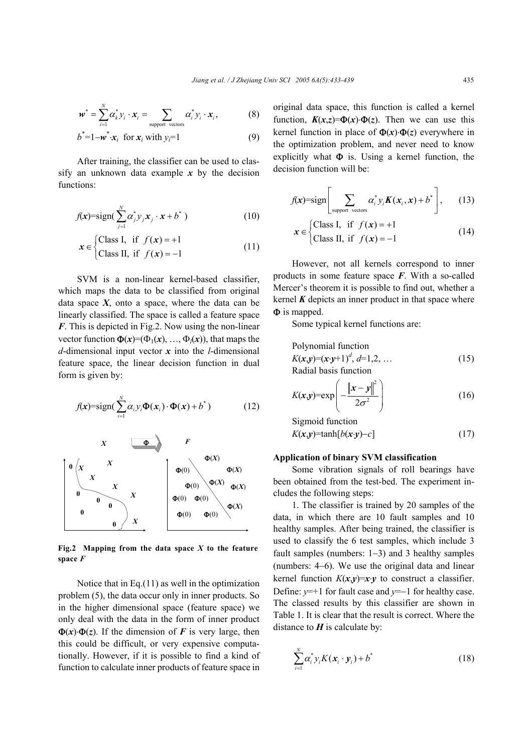$$\boldsymbol{w}^* = \sum_{i=1}^{N} \alpha_k^* y_i \cdot \boldsymbol{x}_i = \sum_{\text{support vectors}} \alpha_i^* y_i \cdot \boldsymbol{x}_i, \tag{8}$$

$$b^* = 1 - \boldsymbol{w}^* \cdot \boldsymbol{x}_i \quad \text{for } \boldsymbol{x}_i \text{ with } y_i = 1 \tag{9}$$

After training, the classifier can be used to classify an unknown data example $\boldsymbol{x}$ by the decision functions:

$$f(\boldsymbol{x}) = \text{sign}\left(\sum_{j=1}^{N} \alpha_j^* y_j \boldsymbol{x}_j \cdot \boldsymbol{x} + b^*\right) \tag{10}$$

$$\boldsymbol{x} \in \begin{cases} \text{Class I,} & \text{if } f(\boldsymbol{x}) = +1 \\ \text{Class II,} & \text{if } f(\boldsymbol{x}) = -1 \end{cases} \tag{11}$$

SVM is a non-linear kernel-based classifier, which maps the data to be classified from original data space $\boldsymbol{X}$, onto a space, where the data can be linearly classified. The space is called a feature space $\boldsymbol{F}$. This is depicted in Fig.2. Now using the non-linear vector function $\Phi(\boldsymbol{x}) = (\Phi_1(\boldsymbol{x}), \ldots, \Phi_l(\boldsymbol{x}))$, that maps the $d$-dimensional input vector $\boldsymbol{x}$ into the $l$-dimensional feature space, the linear decision function in dual form is given by:

$$f(\boldsymbol{x}) = \text{sign}\left(\sum_{i=1}^{N} \alpha_i y_i \Phi(\boldsymbol{x}_i) \cdot \Phi(\boldsymbol{x}) + b^*\right) \tag{12}$$

**Fig.2 Mapping from the data space $\boldsymbol{X}$ to the feature space $\boldsymbol{F}$**

Notice that in Eq.(11) as well in the optimization problem (5), the data occur only in inner products. So in the higher dimensional space (feature space) we only deal with the data in the form of inner product $\Phi(\boldsymbol{x}) \cdot \Phi(\boldsymbol{z})$. If the dimension of $\boldsymbol{F}$ is very large, then this could be difficult, or very expensive computationally. However, if it is possible to find a kind of function to calculate inner products of feature space in original data space, this function is called a kernel function, $\boldsymbol{K}(\boldsymbol{x},\boldsymbol{z}) = \Phi(\boldsymbol{x}) \cdot \Phi(\boldsymbol{z})$. Then we can use this kernel function in place of $\Phi(\boldsymbol{x}) \cdot \Phi(\boldsymbol{z})$ everywhere in the optimization problem, and never need to know explicitly what $\Phi$ is. Using a kernel function, the decision function will be:

$$f(\boldsymbol{x}) = \text{sign}\left[\sum_{\text{support vectors}} \alpha_i^* y_i \boldsymbol{K}(\boldsymbol{x}_i, \boldsymbol{x}) + b^*\right], \tag{13}$$

$$\boldsymbol{x} \in \begin{cases} \text{Class I,} & \text{if } f(\boldsymbol{x}) = +1 \\ \text{Class II,} & \text{if } f(\boldsymbol{x}) = -1 \end{cases} \tag{14}$$

However, not all kernels correspond to inner products in some feature space $\boldsymbol{F}$. With a so-called Mercer's theorem it is possible to find out, whether a kernel $\boldsymbol{K}$ depicts an inner product in that space where $\Phi$ is mapped.

Some typical kernel functions are:

Polynomial function

$$K(\boldsymbol{x},\boldsymbol{y}) = (\boldsymbol{x} \cdot \boldsymbol{y} + 1)^d, \; d = 1, 2, \ldots \tag{15}$$

Radial basis function

$$K(\boldsymbol{x},\boldsymbol{y}) = \exp\left(-\frac{\|\boldsymbol{x} - \boldsymbol{y}\|^2}{2\sigma^2}\right) \tag{16}$$

Sigmoid function

$$K(\boldsymbol{x},\boldsymbol{y}) = \tanh[b(\boldsymbol{x} \cdot \boldsymbol{y}) - c] \tag{17}$$

**Application of binary SVM classification**

Some vibration signals of roll bearings have been obtained from the test-bed. The experiment includes the following steps:

1. The classifier is trained by 20 samples of the data, in which there are 10 fault samples and 10 healthy samples. After being trained, the classifier is used to classify the 6 test samples, which include 3 fault samples (numbers: 1−3) and 3 healthy samples (numbers: 4−6). We use the original data and linear kernel function $K(\boldsymbol{x},\boldsymbol{y}) = \boldsymbol{x} \cdot \boldsymbol{y}$ to construct a classifier. Define: $y=+1$ for fault case and $y=-1$ for healthy case. The classed results by this classifier are shown in Table 1. It is clear that the result is correct. Where the distance to $\boldsymbol{H}$ is calculate by:

$$\sum_{i=1}^{N} \alpha_i^* y_i K(\boldsymbol{x}_i \cdot \boldsymbol{y}_i) + b^* \tag{18}$$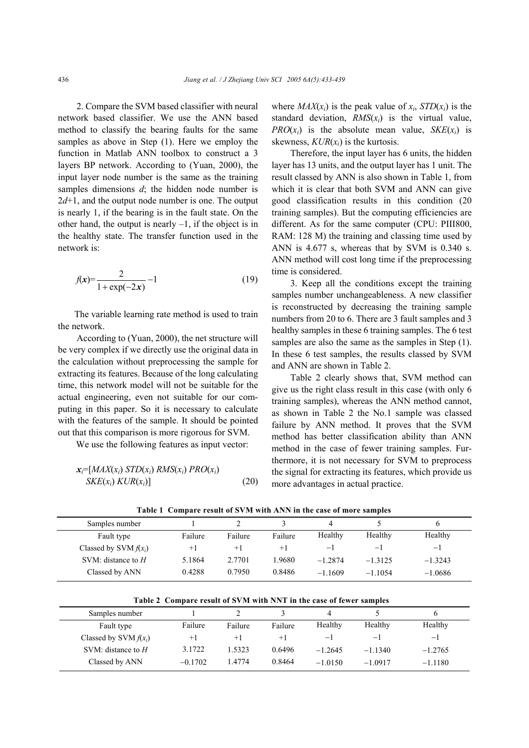2. Compare the SVM based classifier with neural network based classifier. We use the ANN based method to classify the bearing faults for the same samples as above in Step (1). Here we employ the function in Matlab ANN toolbox to construct a 3 layers BP network. According to (Yuan, 2000), the input layer node number is the same as the training samples dimensions $d$; the hidden node number is $2d+1$, and the output node number is one. The output is nearly 1, if the bearing is in the fault state. On the other hand, the output is nearly –1, if the object is in the healthy state. The transfer function used in the network is:

$$f(\boldsymbol{x})=\frac{2}{1+\exp(-2\boldsymbol{x})}-1 \tag{19}$$

The variable learning rate method is used to train the network.

According to (Yuan, 2000), the net structure will be very complex if we directly use the original data in the calculation without preprocessing the sample for extracting its features. Because of the long calculating time, this network model will not be suitable for the actual engineering, even not suitable for our computing in this paper. So it is necessary to calculate with the features of the sample. It should be pointed out that this comparison is more rigorous for SVM.

We use the following features as input vector:

$$\boldsymbol{x}_i=[MAX(x_i)\ STD(x_i)\ RMS(x_i)\ PRO(x_i)\ SKE(x_i)\ KUR(x_i)] \tag{20}$$

where $MAX(x_i)$ is the peak value of $x_i$, $STD(x_i)$ is the standard deviation, $RMS(x_i)$ is the virtual value, $PRO(x_i)$ is the absolute mean value, $SKE(x_i)$ is skewness, $KUR(x_i)$ is the kurtosis.

Therefore, the input layer has 6 units, the hidden layer has 13 units, and the output layer has 1 unit. The result classed by ANN is also shown in Table 1, from which it is clear that both SVM and ANN can give good classification results in this condition (20 training samples). But the computing efficiencies are different. As for the same computer (CPU: PIII800, RAM: 128 M) the training and classing time used by ANN is 4.677 s, whereas that by SVM is 0.340 s. ANN method will cost long time if the preprocessing time is considered.

3. Keep all the conditions except the training samples number unchangeableness. A new classifier is reconstructed by decreasing the training sample numbers from 20 to 6. There are 3 fault samples and 3 healthy samples in these 6 training samples. The 6 test samples are also the same as the samples in Step (1). In these 6 test samples, the results classed by SVM and ANN are shown in Table 2.

Table 2 clearly shows that, SVM method can give us the right class result in this case (with only 6 training samples), whereas the ANN method cannot, as shown in Table 2 the No.1 sample was classed failure by ANN method. It proves that the SVM method has better classification ability than ANN method in the case of fewer training samples. Furthermore, it is not necessary for SVM to preprocess the signal for extracting its features, which provide us more advantages in actual practice.

**Table 1 Compare result of SVM with ANN in the case of more samples**

| Samples number | 1 | 2 | 3 | 4 | 5 | 6 |
|---|---|---|---|---|---|---|
| Fault type | Failure | Failure | Failure | Healthy | Healthy | Healthy |
| Classed by SVM $f(x_i)$ | +1 | +1 | +1 | −1 | −1 | −1 |
| SVM: distance to $H$ | 5.1864 | 2.7701 | 1.9680 | −1.2874 | −1.3125 | −1.3243 |
| Classed by ANN | 0.4288 | 0.7950 | 0.8486 | −1.1609 | −1.1054 | −1.0686 |

**Table 2 Compare result of SVM with NNT in the case of fewer samples**

| Samples number | 1 | 2 | 3 | 4 | 5 | 6 |
|---|---|---|---|---|---|---|
| Fault type | Failure | Failure | Failure | Healthy | Healthy | Healthy |
| Classed by SVM $f(x_i)$ | +1 | +1 | +1 | −1 | −1 | −1 |
| SVM: distance to $H$ | 3.1722 | 1.5323 | 0.6496 | −1.2645 | −1.1340 | −1.2765 |
| Classed by ANN | −0.1702 | 1.4774 | 0.8464 | −1.0150 | −1.0917 | −1.1180 |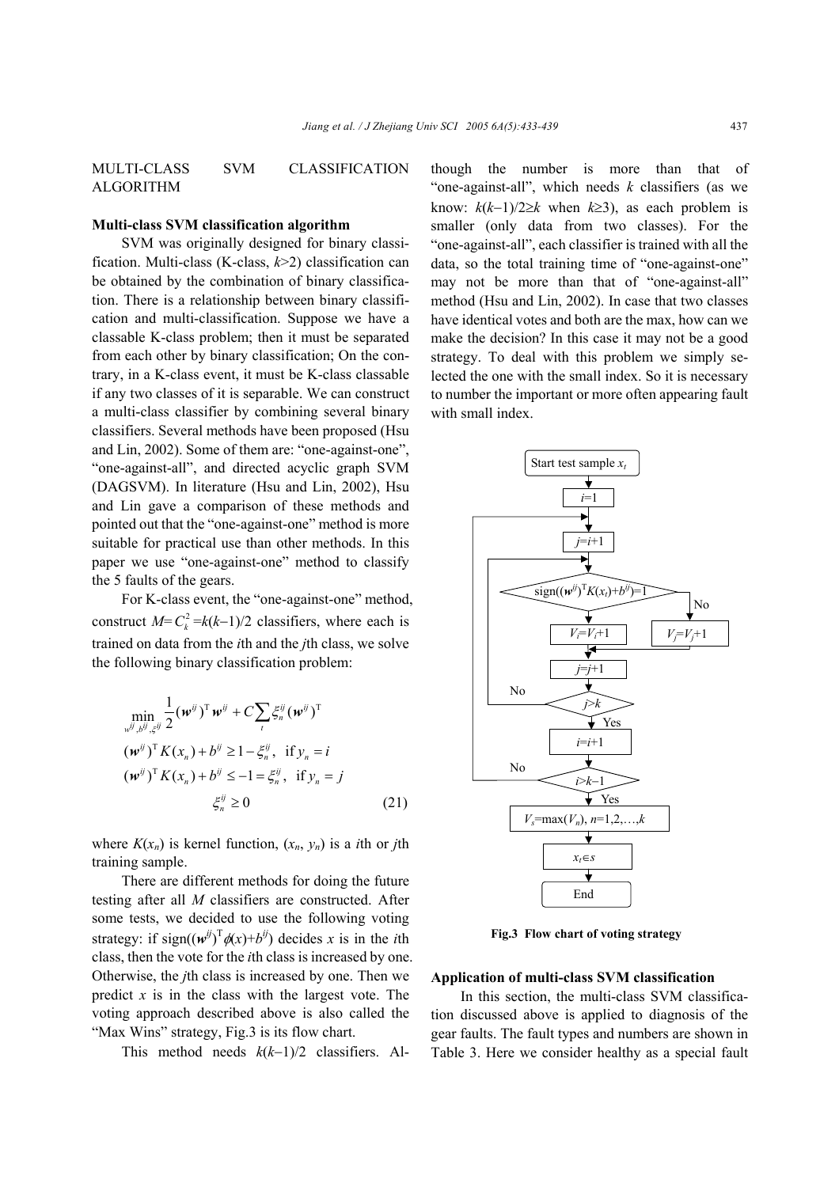## MULTI-CLASS SVM CLASSIFICATION ALGORITHM

### Multi-class SVM classification algorithm

SVM was originally designed for binary classification. Multi-class (K-class, $k$>2) classification can be obtained by the combination of binary classification. There is a relationship between binary classification and multi-classification. Suppose we have a classable K-class problem; then it must be separated from each other by binary classification; On the contrary, in a K-class event, it must be K-class classable if any two classes of it is separable. We can construct a multi-class classifier by combining several binary classifiers. Several methods have been proposed (Hsu and Lin, 2002). Some of them are: "one-against-one", "one-against-all", and directed acyclic graph SVM (DAGSVM). In literature (Hsu and Lin, 2002), Hsu and Lin gave a comparison of these methods and pointed out that the "one-against-one" method is more suitable for practical use than other methods. In this paper we use "one-against-one" method to classify the 5 faults of the gears.

For K-class event, the "one-against-one" method, construct $M=C_k^2=k(k-1)/2$ classifiers, where each is trained on data from the $i$th and the $j$th class, we solve the following binary classification problem:

$$\min_{w^{ij},b^{ij},\xi^{ij}} \frac{1}{2}(\boldsymbol{w}^{ij})^{\mathrm{T}}\boldsymbol{w}^{ij} + C\sum_t \xi_n^{ij}(\boldsymbol{w}^{ij})^{\mathrm{T}}$$
$$(\boldsymbol{w}^{ij})^{\mathrm{T}}K(x_n)+b^{ij} \geq 1-\xi_n^{ij}, \ \text{if } y_n = i$$
$$(\boldsymbol{w}^{ij})^{\mathrm{T}}K(x_n)+b^{ij} \leq -1=\xi_n^{ij}, \ \text{if } y_n = j$$
$$\xi_n^{ij} \geq 0 \tag{21}$$

where $K(x_n)$ is kernel function, $(x_n, y_n)$ is a $i$th or $j$th training sample.

There are different methods for doing the future testing after all $M$ classifiers are constructed. After some tests, we decided to use the following voting strategy: if $\text{sign}((\boldsymbol{w}^{ij})^{\mathrm{T}}\phi(x)+b^{ij})$ decides $x$ is in the $i$th class, then the vote for the $i$th class is increased by one. Otherwise, the $j$th class is increased by one. Then we predict $x$ is in the class with the largest vote. The voting approach described above is also called the "Max Wins" strategy, Fig.3 is its flow chart.

This method needs $k(k-1)/2$ classifiers. Although the number is more than that of "one-against-all", which needs $k$ classifiers (as we know: $k(k-1)/2 \geq k$ when $k \geq 3$), as each problem is smaller (only data from two classes). For the "one-against-all", each classifier is trained with all the data, so the total training time of "one-against-one" may not be more than that of "one-against-all" method (Hsu and Lin, 2002). In case that two classes have identical votes and both are the max, how can we make the decision? In this case it may not be a good strategy. To deal with this problem we simply selected the one with the small index. So it is necessary to number the important or more often appearing fault with small index.

**Fig.3 Flow chart of voting strategy**

### Application of multi-class SVM classification

In this section, the multi-class SVM classification discussed above is applied to diagnosis of the gear faults. The fault types and numbers are shown in Table 3. Here we consider healthy as a special fault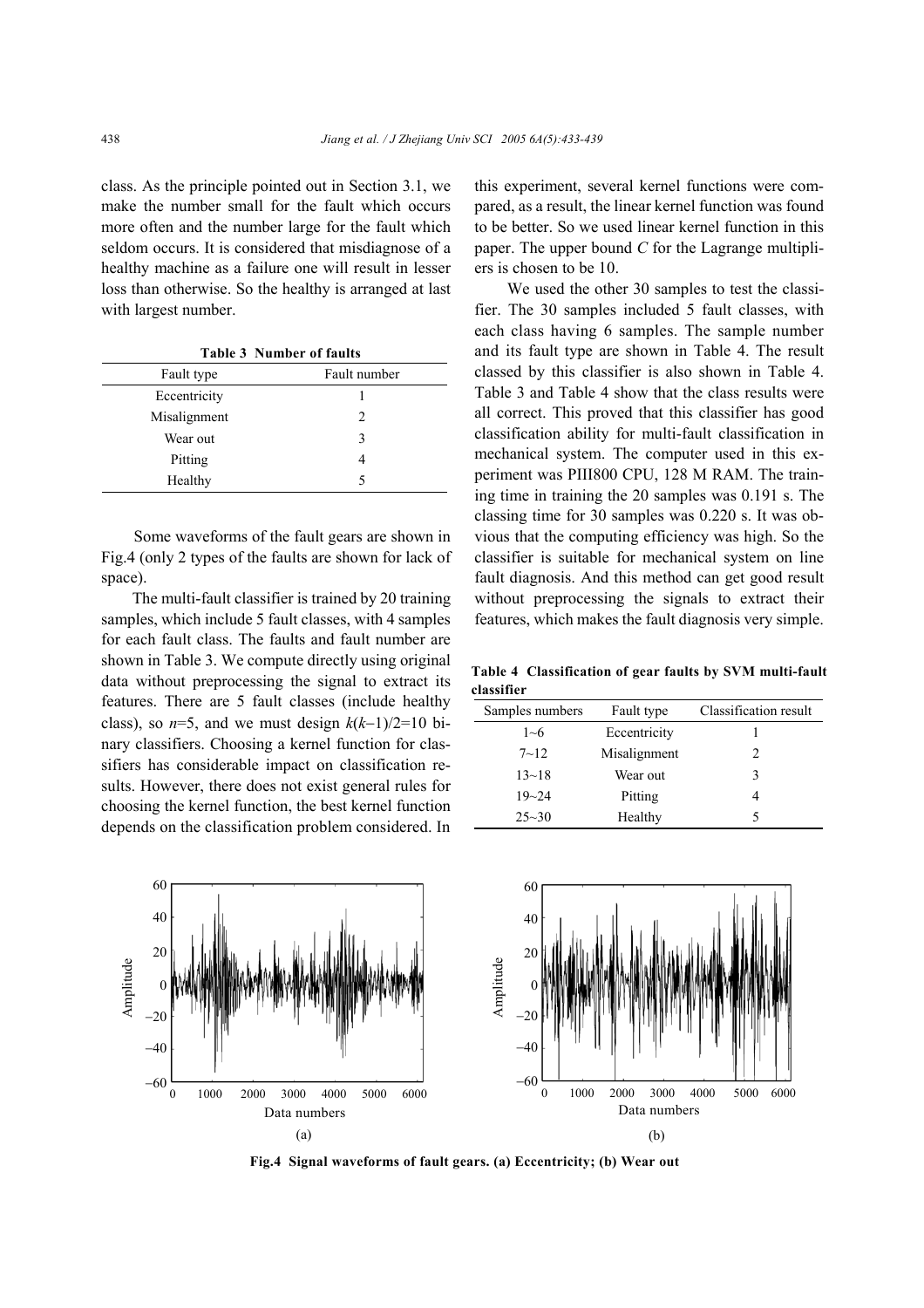class. As the principle pointed out in Section 3.1, we make the number small for the fault which occurs more often and the number large for the fault which seldom occurs. It is considered that misdiagnose of a healthy machine as a failure one will result in lesser loss than otherwise. So the healthy is arranged at last with largest number.

**Table 3 Number of faults**

| Fault type | Fault number |
|---|---|
| Eccentricity | 1 |
| Misalignment | 2 |
| Wear out | 3 |
| Pitting | 4 |
| Healthy | 5 |

Some waveforms of the fault gears are shown in Fig.4 (only 2 types of the faults are shown for lack of space).

The multi-fault classifier is trained by 20 training samples, which include 5 fault classes, with 4 samples for each fault class. The faults and fault number are shown in Table 3. We compute directly using original data without preprocessing the signal to extract its features. There are 5 fault classes (include healthy class), so $n$=5, and we must design $k(k-1)/2$=10 binary classifiers. Choosing a kernel function for classifiers has considerable impact on classification results. However, there does not exist general rules for choosing the kernel function, the best kernel function depends on the classification problem considered. In this experiment, several kernel functions were compared, as a result, the linear kernel function was found to be better. So we used linear kernel function in this paper. The upper bound $C$ for the Lagrange multipliers is chosen to be 10.

We used the other 30 samples to test the classifier. The 30 samples included 5 fault classes, with each class having 6 samples. The sample number and its fault type are shown in Table 4. The result classed by this classifier is also shown in Table 4. Table 3 and Table 4 show that the class results were all correct. This proved that this classifier has good classification ability for multi-fault classification in mechanical system. The computer used in this experiment was PIII800 CPU, 128 M RAM. The training time in training the 20 samples was 0.191 s. The classing time for 30 samples was 0.220 s. It was obvious that the computing efficiency was high. So the classifier is suitable for mechanical system on line fault diagnosis. And this method can get good result without preprocessing the signals to extract their features, which makes the fault diagnosis very simple.

**Table 4 Classification of gear faults by SVM multi-fault classifier**

| Samples numbers | Fault type | Classification result |
|---|---|---|
| 1~6 | Eccentricity | 1 |
| 7~12 | Misalignment | 2 |
| 13~18 | Wear out | 3 |
| 19~24 | Pitting | 4 |
| 25~30 | Healthy | 5 |

**Fig.4 Signal waveforms of fault gears. (a) Eccentricity; (b) Wear out**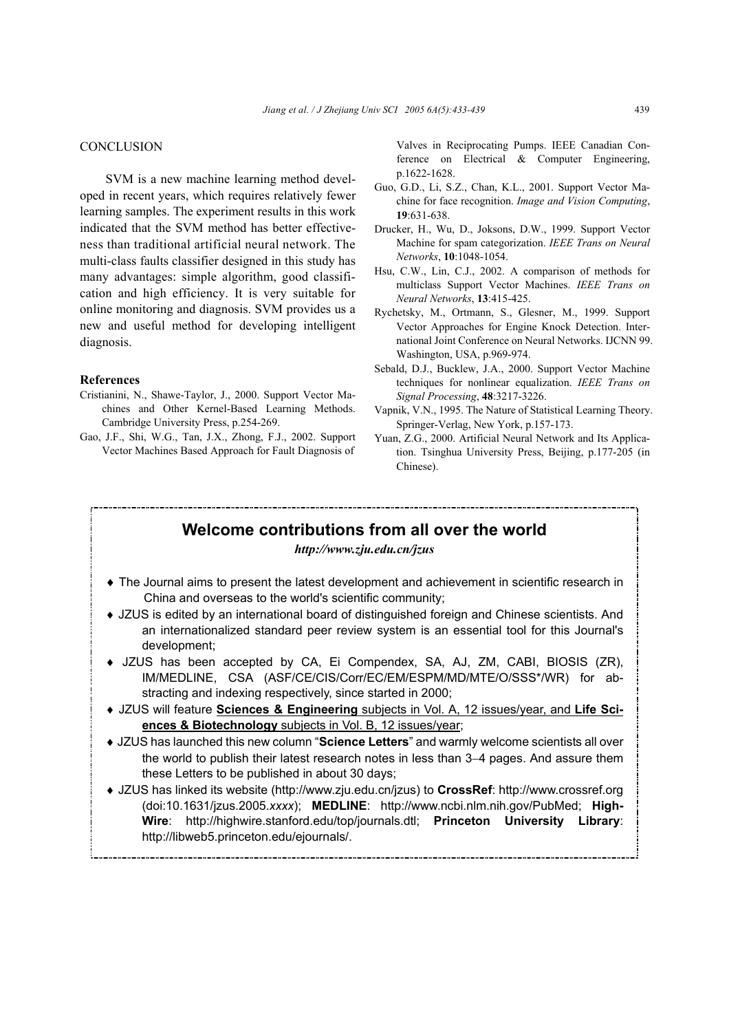## CONCLUSION

SVM is a new machine learning method developed in recent years, which requires relatively fewer learning samples. The experiment results in this work indicated that the SVM method has better effectiveness than traditional artificial neural network. The multi-class faults classifier designed in this study has many advantages: simple algorithm, good classification and high efficiency. It is very suitable for online monitoring and diagnosis. SVM provides us a new and useful method for developing intelligent diagnosis.

### References

Cristianini, N., Shawe-Taylor, J., 2000. Support Vector Machines and Other Kernel-Based Learning Methods. Cambridge University Press, p.254-269.

Gao, J.F., Shi, W.G., Tan, J.X., Zhong, F.J., 2002. Support Vector Machines Based Approach for Fault Diagnosis of Valves in Reciprocating Pumps. IEEE Canadian Conference on Electrical & Computer Engineering, p.1622-1628.

Guo, G.D., Li, S.Z., Chan, K.L., 2001. Support Vector Machine for face recognition. *Image and Vision Computing*, **19**:631-638.

Drucker, H., Wu, D., Joksons, D.W., 1999. Support Vector Machine for spam categorization. *IEEE Trans on Neural Networks*, **10**:1048-1054.

Hsu, C.W., Lin, C.J., 2002. A comparison of methods for multiclass Support Vector Machines. *IEEE Trans on Neural Networks*, **13**:415-425.

Rychetsky, M., Ortmann, S., Glesner, M., 1999. Support Vector Approaches for Engine Knock Detection. International Joint Conference on Neural Networks. IJCNN 99. Washington, USA, p.969-974.

Sebald, D.J., Bucklew, J.A., 2000. Support Vector Machine techniques for nonlinear equalization. *IEEE Trans on Signal Processing*, **48**:3217-3226.

Vapnik, V.N., 1995. The Nature of Statistical Learning Theory. Springer-Verlag, New York, p.157-173.

Yuan, Z.G., 2000. Artificial Neural Network and Its Application. Tsinghua University Press, Beijing, p.177-205 (in Chinese).

---

## Welcome contributions from all over the world

***http://www.zju.edu.cn/jzus***

- The Journal aims to present the latest development and achievement in scientific research in China and overseas to the world's scientific community;
- JZUS is edited by an international board of distinguished foreign and Chinese scientists. And an internationalized standard peer review system is an essential tool for this Journal's development;
- JZUS has been accepted by CA, Ei Compendex, SA, AJ, ZM, CABI, BIOSIS (ZR), IM/MEDLINE, CSA (ASF/CE/CIS/Corr/EC/EM/ESPM/MD/MTE/O/SSS*/WR) for abstracting and indexing respectively, since started in 2000;
- JZUS will feature **Sciences & Engineering** subjects in Vol. A, 12 issues/year, and **Life Sciences & Biotechnology** subjects in Vol. B, 12 issues/year;
- JZUS has launched this new column "**Science Letters**" and warmly welcome scientists all over the world to publish their latest research notes in less than 3–4 pages. And assure them these Letters to be published in about 30 days;
- JZUS has linked its website (http://www.zju.edu.cn/jzus) to **CrossRef**: http://www.crossref.org (doi:10.1631/jzus.2005.*xxxx*); **MEDLINE**: http://www.ncbi.nlm.nih.gov/PubMed; **HighWire**: http://highwire.stanford.edu/top/journals.dtl; **Princeton University Library**: http://libweb5.princeton.edu/ejournals/.